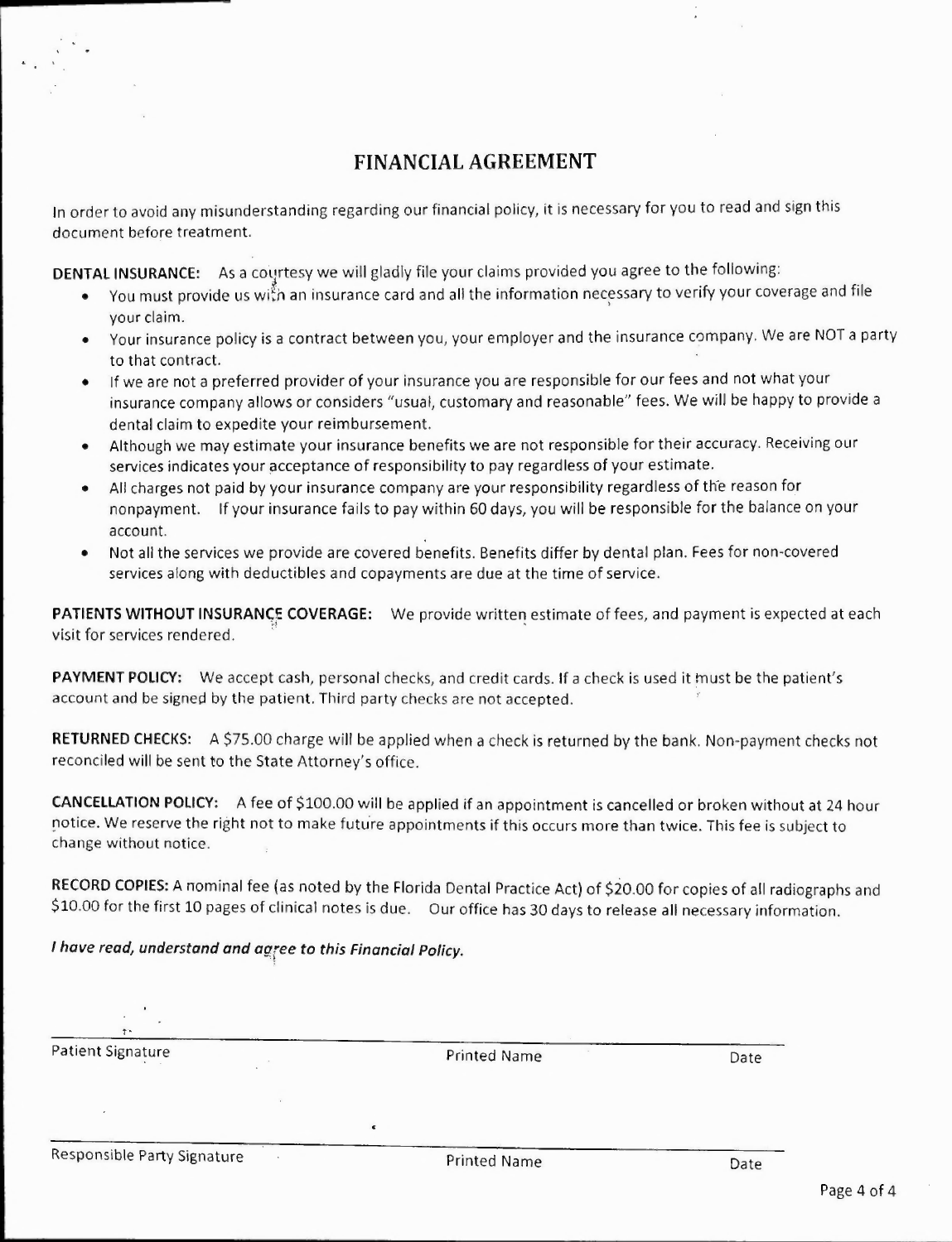# FINANCIAL AGREEMENT

In order to avoid any misunderstanding regarding our financial policy, it is necessary for you to read and sign this document before treatment.

**DENTAL INSURANCE:** As a courtesy we will gladly file your claims provided you agree to the following:

- You must provide us with an insurance card and all the information necessary to verify your coverage and file your claim.
- Your insurance policy is a contract between you, your employer and the insurance company. We are NOT a party to that contract.
- If we are not a preferred provider of your insurance you are responsible for our fees and not what your insurance company allows or considers "usual, customary and reasonable" fees. We will be happy to provide a dental claim to expedite your reimbursement.
- Although we may estimate your insurance benefits we are not responsible for their accuracy. Receiving our services indicates your acceptance of responsibility to pay regardless of your estimate.
- All charges not paid by your insurance company are your responsibility regardless of the reason for nonpayment. If your insurance fails to pay within 60 days, you will be responsible for the balance on your account.
- Not all the services we provide are covered benefits. Benefits differ by dental plan. Fees for non-covered services along with deductibles and copayments are due at the time of service.

**PATIENTS WITHOUT INSURANCE COVERAGE:** We provide written estimate of fees, and payment is expected at each visit for services rendered.

**PAYMENT POLICY:** We accept cash, personal checks, and credit cards. If a check is used it must be the patient's account and be signed by the patient. Third party checks are not accepted.

**RETURNED CHECKS:** A $75.00 charge will be applied when a check is returned by the bank. Non-payment checks not reconciled will be sent to the State Attorney's office.

**CANCELLATION POLICY:** A fee of $100.00 will be applied if an appointment is cancelled or broken without at 24 hour notice. We reserve the right not to make future appointments if this occurs more than twice. This fee is subject to change without notice.

**RECORD COPIES:** A nominal fee (as noted by the Florida Dental Practice Act) of $20.00 for copies of all radiographs and $10.00 for the first 10 pages of clinical notes is due. Our office has 30 days to release all necessary information.

***I have read, understand and agree to this Financial Policy.***

| Patient Signature | Printed Name | Date |
|---|---|---|
| | | |

| Responsible Party Signature | Printed Name | Date |
|---|---|---|
| | | |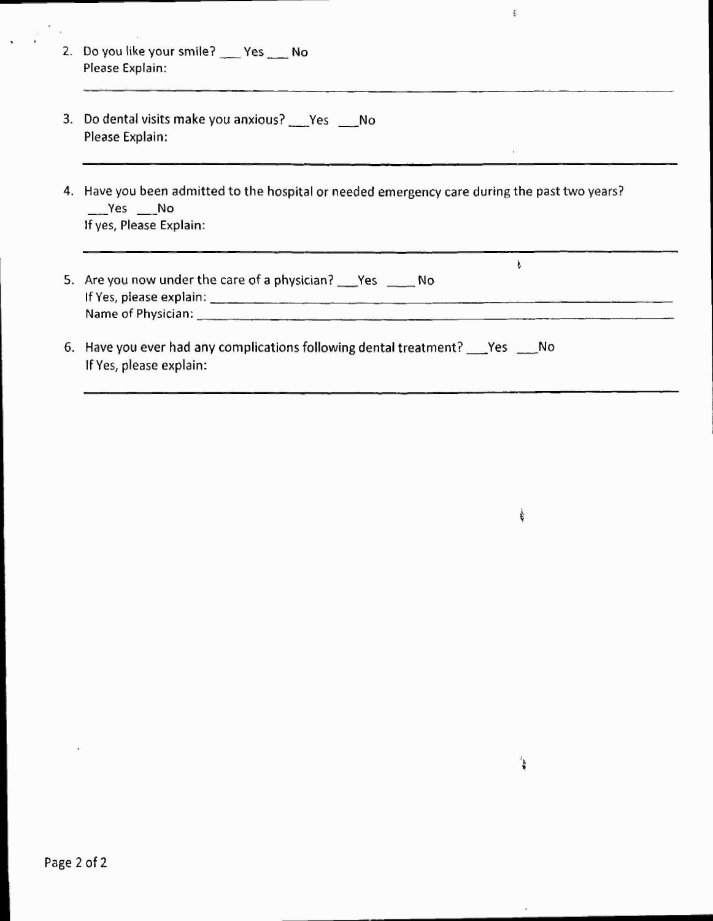2. Do you like your smile? ___ Yes ___ No
   Please Explain:

   ______________________________________________________________________

3. Do dental visits make you anxious? ___Yes ___No
   Please Explain:

   ______________________________________________________________________

4. Have you been admitted to the hospital or needed emergency care during the past two years?
   ___Yes ___No
   If yes, Please Explain:

   ______________________________________________________________________

5. Are you now under the care of a physician? ___Yes ____ No
   If Yes, please explain: ______________________________________________
   Name of Physician: _________________________________________________

6. Have you ever had any complications following dental treatment? ___Yes ___No
   If Yes, please explain:

   ______________________________________________________________________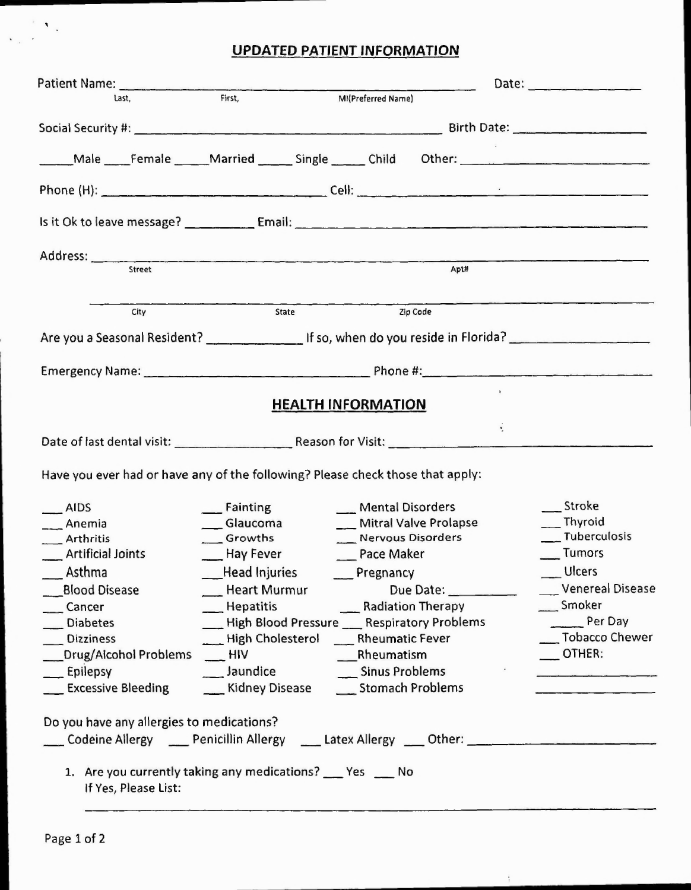## UPDATED PATIENT INFORMATION

Patient Name: ______________________________________________ Date: ______________
Last, First, MI(Preferred Name)

Social Security #: ______________________________________ Birth Date: ________________

_____Male ____Female _____Married _____ Single _____ Child Other: ______________________

Phone (H): ______________________________ Cell: ______________________________

Is it Ok to leave message? __________ Email: ______________________________________

Address: ______________________________________________________________________
Street Apt#

______________________________________________________________________
City State Zip Code

Are you a Seasonal Resident? _____________ If so, when do you reside in Florida? __________________

Emergency Name: ______________________________ Phone #: ______________________________

## HEALTH INFORMATION

Date of last dental visit: ________________ Reason for Visit: ______________________________

Have you ever had or have any of the following? Please check those that apply:

| | | | |
|---|---|---|---|
| ___ AIDS | ___ Fainting | ___ Mental Disorders | ___ Stroke |
| ___ Anemia | ___ Glaucoma | ___ Mitral Valve Prolapse | ___ Thyroid |
| ___ Arthritis | ___ Growths | ___ Nervous Disorders | ___ Tuberculosis |
| ___ Artificial Joints | ___ Hay Fever | ___ Pace Maker | ___ Tumors |
| ___ Asthma | ___Head Injuries | ___ Pregnancy | ___ Ulcers |
| ___Blood Disease | ___ Heart Murmur | Due Date: _________ | ___ Venereal Disease |
| ___ Cancer | ___ Hepatitis | ___ Radiation Therapy | ___ Smoker |
| ___ Diabetes | ___ High Blood Pressure | ___ Respiratory Problems | _____ Per Day |
| ___ Dizziness | ___ High Cholesterol | ___ Rheumatic Fever | ___ Tobacco Chewer |
| ___Drug/Alcohol Problems | ___ HIV | ___Rheumatism | ___ OTHER: |
| ___ Epilepsy | ___ Jaundice | ___ Sinus Problems | ________________ |
| ___ Excessive Bleeding | ___ Kidney Disease | ___ Stomach Problems | ________________ |

Do you have any allergies to medications?
___ Codeine Allergy ___ Penicillin Allergy ___ Latex Allergy ___ Other: ______________________

1. Are you currently taking any medications? ___ Yes ___ No
   If Yes, Please List:

______________________________________________________________________